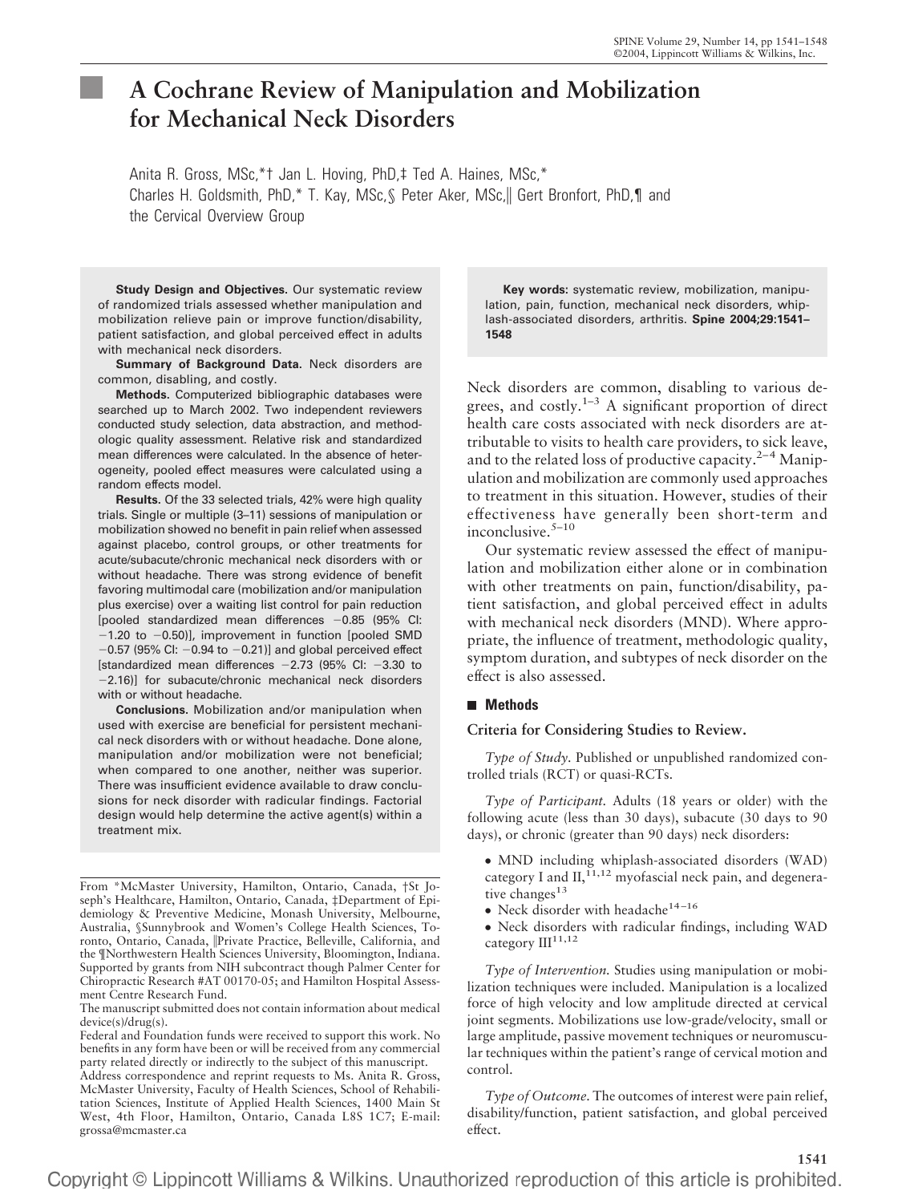# A Cochrane Review of Manipulation and Mobilization for Mechanical Neck Disorders

Anita R. Gross, MSc,*† Jan L. Hoving, PhD,‡ Ted A. Haines, MSc,* Charles H. Goldsmith, PhD,* T. Kay, MSc,§ Peter Aker, MSc,‖ Gert Bronfort, PhD,¶ and the Cervical Overview Group

**Study Design and Objectives.** Our systematic review of randomized trials assessed whether manipulation and mobilization relieve pain or improve function/disability, patient satisfaction, and global perceived effect in adults with mechanical neck disorders.

**Summary of Background Data.** Neck disorders are common, disabling, and costly.

**Methods.** Computerized bibliographic databases were searched up to March 2002. Two independent reviewers conducted study selection, data abstraction, and methodologic quality assessment. Relative risk and standardized mean differences were calculated. In the absence of heterogeneity, pooled effect measures were calculated using a random effects model.

**Results.** Of the 33 selected trials, 42% were high quality trials. Single or multiple (3–11) sessions of manipulation or mobilization showed no benefit in pain relief when assessed against placebo, control groups, or other treatments for acute/subacute/chronic mechanical neck disorders with or without headache. There was strong evidence of benefit favoring multimodal care (mobilization and/or manipulation plus exercise) over a waiting list control for pain reduction [pooled standardized mean differences −0.85 (95% CI: −1.20 to −0.50)], improvement in function [pooled SMD −0.57 (95% CI: −0.94 to −0.21)] and global perceived effect [standardized mean differences −2.73 (95% CI: −3.30 to −2.16)] for subacute/chronic mechanical neck disorders with or without headache.

**Conclusions.** Mobilization and/or manipulation when used with exercise are beneficial for persistent mechanical neck disorders with or without headache. Done alone, manipulation and/or mobilization were not beneficial; when compared to one another, neither was superior. There was insufficient evidence available to draw conclusions for neck disorder with radicular findings. Factorial design would help determine the active agent(s) within a treatment mix.

**Key words:** systematic review, mobilization, manipulation, pain, function, mechanical neck disorders, whiplash-associated disorders, arthritis. **Spine 2004;29:1541–1548**

From *McMaster University, Hamilton, Ontario, Canada, †St Joseph's Healthcare, Hamilton, Ontario, Canada, ‡Department of Epidemiology & Preventive Medicine, Monash University, Melbourne, Australia, §Sunnybrook and Women's College Health Sciences, Toronto, Ontario, Canada, ‖Private Practice, Belleville, California, and the ¶Northwestern Health Sciences University, Bloomington, Indiana. Supported by grants from NIH subcontract though Palmer Center for Chiropractic Research #AT 00170-05; and Hamilton Hospital Assessment Centre Research Fund.

The manuscript submitted does not contain information about medical device(s)/drug(s).

Federal and Foundation funds were received to support this work. No benefits in any form have been or will be received from any commercial party related directly or indirectly to the subject of this manuscript.

Address correspondence and reprint requests to Ms. Anita R. Gross, McMaster University, Faculty of Health Sciences, School of Rehabilitation Sciences, Institute of Applied Health Sciences, 1400 Main St West, 4th Floor, Hamilton, Ontario, Canada L8S 1C7; E-mail: grossa@mcmaster.ca

Neck disorders are common, disabling to various degrees, and costly.[1–3] A significant proportion of direct health care costs associated with neck disorders are attributable to visits to health care providers, to sick leave, and to the related loss of productive capacity.[2–4] Manipulation and mobilization are commonly used approaches to treatment in this situation. However, studies of their effectiveness have generally been short-term and inconclusive.[5–10]

Our systematic review assessed the effect of manipulation and mobilization either alone or in combination with other treatments on pain, function/disability, patient satisfaction, and global perceived effect in adults with mechanical neck disorders (MND). Where appropriate, the influence of treatment, methodologic quality, symptom duration, and subtypes of neck disorder on the effect is also assessed.

## Methods

### Criteria for Considering Studies to Review.

*Type of Study.* Published or unpublished randomized controlled trials (RCT) or quasi-RCTs.

*Type of Participant.* Adults (18 years or older) with the following acute (less than 30 days), subacute (30 days to 90 days), or chronic (greater than 90 days) neck disorders:

- MND including whiplash-associated disorders (WAD) category I and II,[11,12] myofascial neck pain, and degenerative changes[13]
- Neck disorder with headache[14–16]
- Neck disorders with radicular findings, including WAD category III[11,12]

*Type of Intervention.* Studies using manipulation or mobilization techniques were included. Manipulation is a localized force of high velocity and low amplitude directed at cervical joint segments. Mobilizations use low-grade/velocity, small or large amplitude, passive movement techniques or neuromuscular techniques within the patient's range of cervical motion and control.

*Type of Outcome.* The outcomes of interest were pain relief, disability/function, patient satisfaction, and global perceived effect.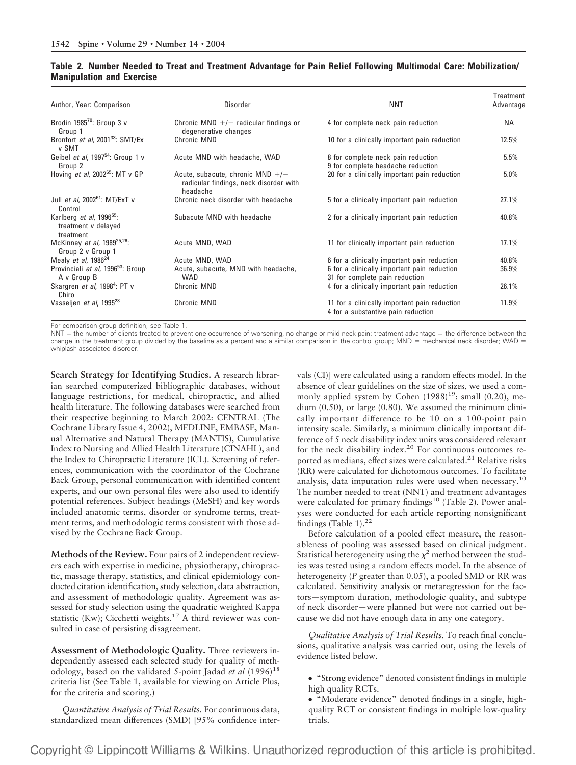**Table 2. Number Needed to Treat and Treatment Advantage for Pain Relief Following Multimodal Care: Mobilization/ Manipulation and Exercise**

| Author, Year: Comparison | Disorder | NNT | Treatment Advantage |
|---|---|---|---|
| Brodin 1985[70]: Group 3 v Group 1 | Chronic MND +/− radicular findings or degenerative changes | 4 for complete neck pain reduction | NA |
| Bronfort *et al*, 2001[33]: SMT/Ex v SMT | Chronic MND | 10 for a clinically important pain reduction | 12.5% |
| Geibel *et al*, 1997[54]: Group 1 v Group 2 | Acute MND with headache, WAD | 8 for complete neck pain reduction<br>9 for complete headache reduction | 5.5% |
| Hoving *et al*, 2002[65]: MT v GP | Acute, subacute, chronic MND +/− radicular findings, neck disorder with headache | 20 for a clinically important pain reduction | 5.0% |
| Jull *et al*, 2002[61]: MT/ExT v Control | Chronic neck disorder with headache | 5 for a clinically important pain reduction | 27.1% |
| Karlberg *et al*, 1996[55]: treatment v delayed treatment | Subacute MND with headache | 2 for a clinically important pain reduction | 40.8% |
| McKinney *et al*, 1989[25,26]: Group 2 v Group 1 | Acute MND, WAD | 11 for clinically important pain reduction | 17.1% |
| Mealy *et al*, 1986[24] | Acute MND, WAD | 6 for a clinically important pain reduction | 40.8% |
| Provinciali *et al*, 1996[53]: Group A v Group B | Acute, subacute, MND with headache, WAD | 6 for a clinically important pain reduction<br>31 for complete pain reduction | 36.9% |
| Skargren *et al*, 1998[4]: PT v Chiro | Chronic MND | 4 for a clinically important pain reduction | 26.1% |
| Vasseljen *et al*, 1995[28] | Chronic MND | 11 for a clinically important pain reduction<br>4 for a substantive pain reduction | 11.9% |

For comparison group definition, see Table 1.
NNT = the number of clients treated to prevent one occurrence of worsening, no change or mild neck pain; treatment advantage = the difference between the change in the treatment group divided by the baseline as a percent and a similar comparison in the control group; MND = mechanical neck disorder; WAD = whiplash-associated disorder.

**Search Strategy for Identifying Studies.** A research librarian searched computerized bibliographic databases, without language restrictions, for medical, chiropractic, and allied health literature. The following databases were searched from their respective beginning to March 2002: CENTRAL (The Cochrane Library Issue 4, 2002), MEDLINE, EMBASE, Manual Alternative and Natural Therapy (MANTIS), Cumulative Index to Nursing and Allied Health Literature (CINAHL), and the Index to Chiropractic Literature (ICL). Screening of references, communication with the coordinator of the Cochrane Back Group, personal communication with identified content experts, and our own personal files were also used to identify potential references. Subject headings (MeSH) and key words included anatomic terms, disorder or syndrome terms, treatment terms, and methodologic terms consistent with those advised by the Cochrane Back Group.

**Methods of the Review.** Four pairs of 2 independent reviewers each with expertise in medicine, physiotherapy, chiropractic, massage therapy, statistics, and clinical epidemiology conducted citation identification, study selection, data abstraction, and assessment of methodologic quality. Agreement was assessed for study selection using the quadratic weighted Kappa statistic (Kw); Cicchetti weights.[17] A third reviewer was consulted in case of persisting disagreement.

**Assessment of Methodologic Quality.** Three reviewers independently assessed each selected study for quality of methodology, based on the validated 5-point Jadad *et al* (1996)[18] criteria list (See Table 1, available for viewing on Article Plus, for the criteria and scoring.)

*Quantitative Analysis of Trial Results.* For continuous data, standardized mean differences (SMD) [95% confidence intervals (CI)] were calculated using a random effects model. In the absence of clear guidelines on the size of sizes, we used a commonly applied system by Cohen (1988)[19]: small (0.20), medium (0.50), or large (0.80). We assumed the minimum clinically important difference to be 10 on a 100-point pain intensity scale. Similarly, a minimum clinically important difference of 5 neck disability index units was considered relevant for the neck disability index.[20] For continuous outcomes reported as medians, effect sizes were calculated.[21] Relative risks (RR) were calculated for dichotomous outcomes. To facilitate analysis, data imputation rules were used when necessary.[10] The number needed to treat (NNT) and treatment advantages were calculated for primary findings[10] (Table 2). Power analyses were conducted for each article reporting nonsignificant findings (Table 1).[22]

Before calculation of a pooled effect measure, the reasonableness of pooling was assessed based on clinical judgment. Statistical heterogeneity using the $\chi^2$ method between the studies was tested using a random effects model. In the absence of heterogeneity ($P$ greater than 0.05), a pooled SMD or RR was calculated. Sensitivity analysis or metaregression for the factors—symptom duration, methodologic quality, and subtype of neck disorder—were planned but were not carried out because we did not have enough data in any one category.

*Qualitative Analysis of Trial Results.* To reach final conclusions, qualitative analysis was carried out, using the levels of evidence listed below.

- "Strong evidence" denoted consistent findings in multiple high quality RCTs.
- "Moderate evidence" denoted findings in a single, high-quality RCT or consistent findings in multiple low-quality trials.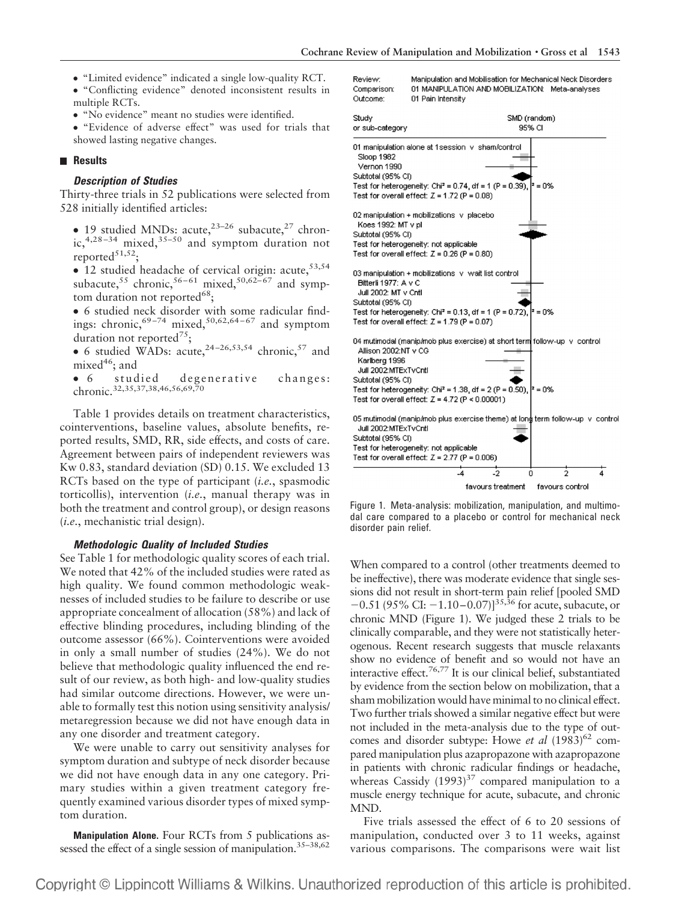- "Limited evidence" indicated a single low-quality RCT.
- "Conflicting evidence" denoted inconsistent results in multiple RCTs.
- "No evidence" meant no studies were identified.
- "Evidence of adverse effect" was used for trials that showed lasting negative changes.

## Results

### *Description of Studies*

Thirty-three trials in 52 publications were selected from 528 initially identified articles:

- 19 studied MNDs: acute,[23–26] subacute,[27] chronic,[4,28–34] mixed,[35–50] and symptom duration not reported[51,52];
- 12 studied headache of cervical origin: acute,[53,54] subacute,[55] chronic,[56–61] mixed,[50,62–67] and symptom duration not reported[68];
- 6 studied neck disorder with some radicular findings: chronic,[69–74] mixed,[50,62,64–67] and symptom duration not reported[75];
- 6 studied WADs: acute,[24–26,53,54] chronic,[57] and mixed[46]; and
- 6 studied degenerative changes: chronic.[32,35,37,38,46,56,69,70]

Table 1 provides details on treatment characteristics, cointerventions, baseline values, absolute benefits, reported results, SMD, RR, side effects, and costs of care. Agreement between pairs of independent reviewers was Kw 0.83, standard deviation (SD) 0.15. We excluded 13 RCTs based on the type of participant (*i.e.*, spasmodic torticollis), intervention (*i.e.*, manual therapy was in both the treatment and control group), or design reasons (*i.e.*, mechanistic trial design).

### *Methodologic Quality of Included Studies*

See Table 1 for methodologic quality scores of each trial. We noted that 42% of the included studies were rated as high quality. We found common methodologic weaknesses of included studies to be failure to describe or use appropriate concealment of allocation (58%) and lack of effective blinding procedures, including blinding of the outcome assessor (66%). Cointerventions were avoided in only a small number of studies (24%). We do not believe that methodologic quality influenced the end result of our review, as both high- and low-quality studies had similar outcome directions. However, we were unable to formally test this notion using sensitivity analysis/metaregression because we did not have enough data in any one disorder and treatment category.

We were unable to carry out sensitivity analyses for symptom duration and subtype of neck disorder because we did not have enough data in any one category. Primary studies within a given treatment category frequently examined various disorder types of mixed symptom duration.

**Manipulation Alone.** Four RCTs from 5 publications assessed the effect of a single session of manipulation.[35–38,62]

Review: Manipulation and Mobilisation for Mechanical Neck Disorders
Comparison: 01 MANIPULATION AND MOBILIZATION: Meta-analyses
Outcome: 01 Pain Intensity

Study or sub-category — SMD (random) 95% CI

01 manipulation alone at 1session v sham/control
Sloop 1982
Vernon 1990
Subtotal (95% CI)
Test for heterogeneity: Chi² = 0.74, df = 1 (P = 0.39), I² = 0%
Test for overall effect: Z = 1.72 (P = 0.08)

02 manipulation + mobilizations v placebo
Koes 1992: MT v pl
Subtotal (95% CI)
Test for heterogeneity: not applicable
Test for overall effect: Z = 0.26 (P = 0.80)

03 manipulation + mobilizations v wait list control
Bitterli 1977: A v C
Jull 2002: MT v Cntl
Subtotal (95% CI)
Test for heterogeneity: Chi² = 0.13, df = 1 (P = 0.72), I² = 0%
Test for overall effect: Z = 1.79 (P = 0.07)

04 mutimodal (manip/mob plus exercise) at short term follow-up v control
Allison 2002:NT v CG
Karlberg 1996
Jull 2002:MTExTvCntl
Subtotal (95% CI)
Test for heterogeneity: Chi² = 1.38, df = 2 (P = 0.50), I² = 0%
Test for overall effect: Z = 4.72 (P < 0.00001)

05 mutimodal (manip/mob plus exercise theme) at long term follow-up v control
Jull 2002:MTExTvCntl
Subtotal (95% CI)
Test for heterogeneity: not applicable
Test for overall effect: Z = 2.77 (P = 0.006)

-4 -2 0 2 4
favours treatment — favours control

Figure 1. Meta-analysis: mobilization, manipulation, and multimodal care compared to a placebo or control for mechanical neck disorder pain relief.

When compared to a control (other treatments deemed to be ineffective), there was moderate evidence that single sessions did not result in short-term pain relief [pooled SMD −0.51 (95% CI: −1.10–0.07)][35,36] for acute, subacute, or chronic MND (Figure 1). We judged these 2 trials to be clinically comparable, and they were not statistically heterogeneous. Recent research suggests that muscle relaxants show no evidence of benefit and so would not have an interactive effect.[76,77] It is our clinical belief, substantiated by evidence from the section below on mobilization, that a sham mobilization would have minimal to no clinical effect. Two further trials showed a similar negative effect but were not included in the meta-analysis due to the type of outcomes and disorder subtype: Howe *et al* (1983)[62] compared manipulation plus azapropazone with azapropazone in patients with chronic radicular findings or headache, whereas Cassidy (1993)[37] compared manipulation to a muscle energy technique for acute, subacute, and chronic MND.

Five trials assessed the effect of 6 to 20 sessions of manipulation, conducted over 3 to 11 weeks, against various comparisons. The comparisons were wait list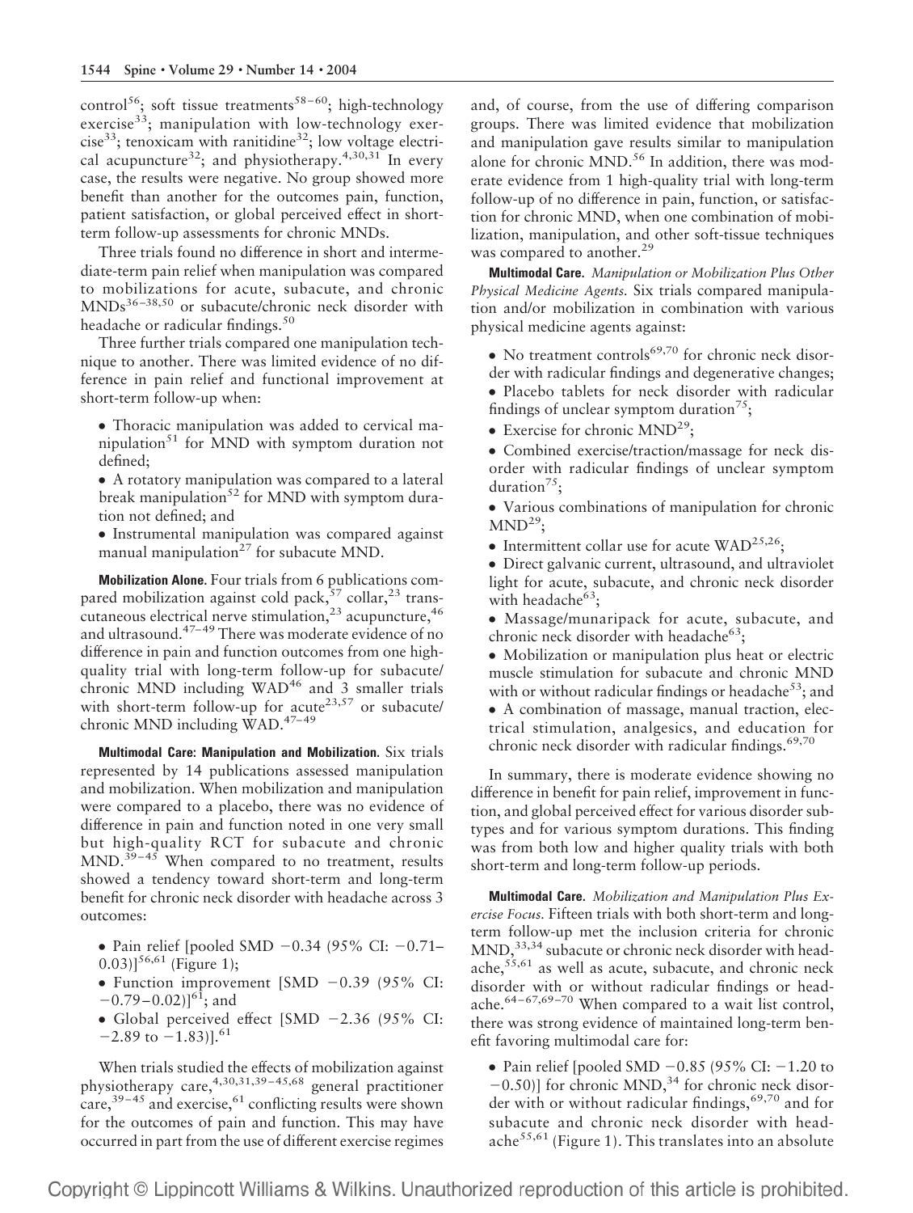control[56]; soft tissue treatments[58–60]; high-technology exercise[33]; manipulation with low-technology exercise[33]; tenoxicam with ranitidine[32]; low voltage electrical acupuncture[32]; and physiotherapy.[4,30,31] In every case, the results were negative. No group showed more benefit than another for the outcomes pain, function, patient satisfaction, or global perceived effect in short-term follow-up assessments for chronic MNDs.

Three trials found no difference in short and intermediate-term pain relief when manipulation was compared to mobilizations for acute, subacute, and chronic MNDs[36–38,50] or subacute/chronic neck disorder with headache or radicular findings.[50]

Three further trials compared one manipulation technique to another. There was limited evidence of no difference in pain relief and functional improvement at short-term follow-up when:

- Thoracic manipulation was added to cervical manipulation[51] for MND with symptom duration not defined;
- A rotatory manipulation was compared to a lateral break manipulation[52] for MND with symptom duration not defined; and
- Instrumental manipulation was compared against manual manipulation[27] for subacute MND.

**Mobilization Alone.** Four trials from 6 publications compared mobilization against cold pack,[57] collar,[23] transcutaneous electrical nerve stimulation,[23] acupuncture,[46] and ultrasound.[47–49] There was moderate evidence of no difference in pain and function outcomes from one high-quality trial with long-term follow-up for subacute/chronic MND including WAD[46] and 3 smaller trials with short-term follow-up for acute[23,57] or subacute/chronic MND including WAD.[47–49]

**Multimodal Care: Manipulation and Mobilization.** Six trials represented by 14 publications assessed manipulation and mobilization. When mobilization and manipulation were compared to a placebo, there was no evidence of difference in pain and function noted in one very small but high-quality RCT for subacute and chronic MND.[39–45] When compared to no treatment, results showed a tendency toward short-term and long-term benefit for chronic neck disorder with headache across 3 outcomes:

- Pain relief [pooled SMD $-0.34$ (95% CI: $-0.71$–$0.03$)][56,61] (Figure 1);
- Function improvement [SMD $-0.39$ (95% CI: $-0.79$–$0.02$)][61]; and
- Global perceived effect [SMD $-2.36$ (95% CI: $-2.89$ to $-1.83$)].[61]

When trials studied the effects of mobilization against physiotherapy care,[4,30,31,39–45,68] general practitioner care,[39–45] and exercise,[61] conflicting results were shown for the outcomes of pain and function. This may have occurred in part from the use of different exercise regimes and, of course, from the use of differing comparison groups. There was limited evidence that mobilization and manipulation gave results similar to manipulation alone for chronic MND.[56] In addition, there was moderate evidence from 1 high-quality trial with long-term follow-up of no difference in pain, function, or satisfaction for chronic MND, when one combination of mobilization, manipulation, and other soft-tissue techniques was compared to another.[29]

**Multimodal Care.** *Manipulation or Mobilization Plus Other Physical Medicine Agents.* Six trials compared manipulation and/or mobilization in combination with various physical medicine agents against:

- No treatment controls[69,70] for chronic neck disorder with radicular findings and degenerative changes;
- Placebo tablets for neck disorder with radicular findings of unclear symptom duration[75];
- Exercise for chronic MND[29];
- Combined exercise/traction/massage for neck disorder with radicular findings of unclear symptom duration[75];
- Various combinations of manipulation for chronic MND[29];
- Intermittent collar use for acute WAD[25,26];
- Direct galvanic current, ultrasound, and ultraviolet light for acute, subacute, and chronic neck disorder with headache[63];
- Massage/munaripack for acute, subacute, and chronic neck disorder with headache[63];
- Mobilization or manipulation plus heat or electric muscle stimulation for subacute and chronic MND with or without radicular findings or headache[53]; and
- A combination of massage, manual traction, electrical stimulation, analgesics, and education for chronic neck disorder with radicular findings.[69,70]

In summary, there is moderate evidence showing no difference in benefit for pain relief, improvement in function, and global perceived effect for various disorder subtypes and for various symptom durations. This finding was from both low and higher quality trials with both short-term and long-term follow-up periods.

**Multimodal Care.** *Mobilization and Manipulation Plus Exercise Focus.* Fifteen trials with both short-term and long-term follow-up met the inclusion criteria for chronic MND,[33,34] subacute or chronic neck disorder with headache,[55,61] as well as acute, subacute, and chronic neck disorder with or without radicular findings or headache.[64–67,69–70] When compared to a wait list control, there was strong evidence of maintained long-term benefit favoring multimodal care for:

- Pain relief [pooled SMD $-0.85$ (95% CI: $-1.20$ to $-0.50$)] for chronic MND,[34] for chronic neck disorder with or without radicular findings,[69,70] and for subacute and chronic neck disorder with headache[55,61] (Figure 1). This translates into an absolute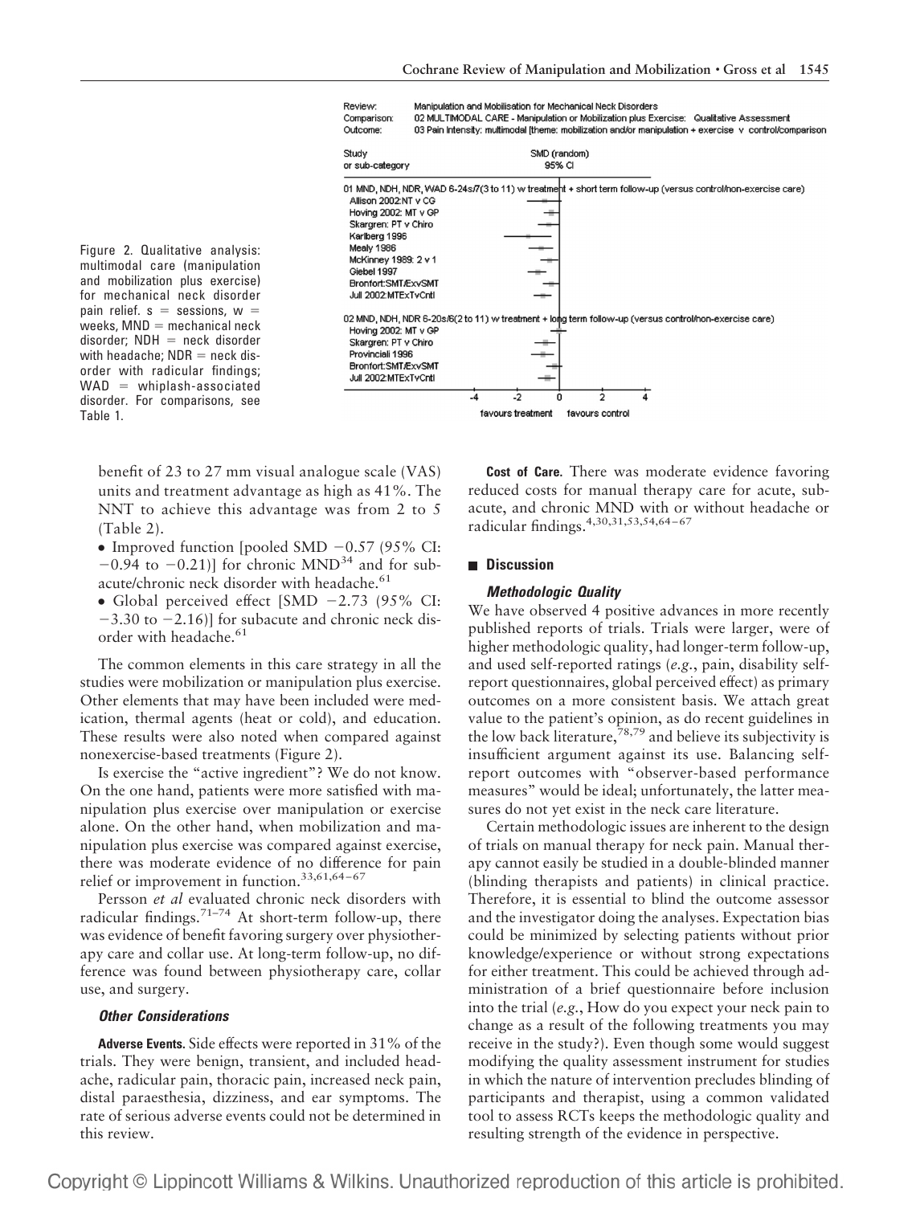Review: Manipulation and Mobilisation for Mechanical Neck Disorders
Comparison: 02 MULTIMODAL CARE - Manipulation or Mobilization plus Exercise: Qualitative Assessment
Outcome: 03 Pain Intensity: multimodal [theme: mobilization and/or manipulation + exercise v control/comparison

Study or sub-category

SMD (random) 95% CI

01 MND, NDH, NDR, WAD 6-24s/7(3 to 11) w treatment + short term follow-up (versus control/non-exercise care)

Allison 2002:NT v CG

Hoving 2002: MT v GP

Skargren: PT v Chiro

Karlberg 1996

Mealy 1986

McKinney 1989: 2 v 1

Giebel 1997

Bronfort:SMT/ExvSMT

Jull 2002:MTExTvCntl

02 MND, NDH, NDR 6-20s/6(2 to 11) w treatment + long term follow-up (versus control/non-exercise care)

Hoving 2002: MT v GP

Skargren: PT v Chiro

Provinciali 1996

Bronfort:SMT/ExvSMT

Jull 2002:MTExTvCntl

-4 -2 0 2 4

favours treatment favours control

Figure 2. Qualitative analysis: multimodal care (manipulation and mobilization plus exercise) for mechanical neck disorder pain relief. s = sessions, w = weeks, MND = mechanical neck disorder; NDH = neck disorder with headache; NDR = neck disorder with radicular findings; WAD = whiplash-associated disorder. For comparisons, see Table 1.

benefit of 23 to 27 mm visual analogue scale (VAS) units and treatment advantage as high as 41%. The NNT to achieve this advantage was from 2 to 5 (Table 2).

- Improved function [pooled SMD −0.57 (95% CI: −0.94 to −0.21)] for chronic MND[34] and for subacute/chronic neck disorder with headache.[61]
- Global perceived effect [SMD −2.73 (95% CI: −3.30 to −2.16)] for subacute and chronic neck disorder with headache.[61]

The common elements in this care strategy in all the studies were mobilization or manipulation plus exercise. Other elements that may have been included were medication, thermal agents (heat or cold), and education. These results were also noted when compared against nonexercise-based treatments (Figure 2).

Is exercise the "active ingredient"? We do not know. On the one hand, patients were more satisfied with manipulation plus exercise over manipulation or exercise alone. On the other hand, when mobilization and manipulation plus exercise was compared against exercise, there was moderate evidence of no difference for pain relief or improvement in function.[33,61,64–67]

Persson *et al* evaluated chronic neck disorders with radicular findings.[71–74] At short-term follow-up, there was evidence of benefit favoring surgery over physiotherapy care and collar use. At long-term follow-up, no difference was found between physiotherapy care, collar use, and surgery.

### *Other Considerations*

**Adverse Events.** Side effects were reported in 31% of the trials. They were benign, transient, and included headache, radicular pain, thoracic pain, increased neck pain, distal paraesthesia, dizziness, and ear symptoms. The rate of serious adverse events could not be determined in this review.

**Cost of Care.** There was moderate evidence favoring reduced costs for manual therapy care for acute, subacute, and chronic MND with or without headache or radicular findings.[4,30,31,53,54,64–67]

## Discussion

### *Methodologic Quality*

We have observed 4 positive advances in more recently published reports of trials. Trials were larger, were of higher methodologic quality, had longer-term follow-up, and used self-reported ratings (*e.g.*, pain, disability self-report questionnaires, global perceived effect) as primary outcomes on a more consistent basis. We attach great value to the patient's opinion, as do recent guidelines in the low back literature,[78,79] and believe its subjectivity is insufficient argument against its use. Balancing self-report outcomes with "observer-based performance measures" would be ideal; unfortunately, the latter measures do not yet exist in the neck care literature.

Certain methodologic issues are inherent to the design of trials on manual therapy for neck pain. Manual therapy cannot easily be studied in a double-blinded manner (blinding therapists and patients) in clinical practice. Therefore, it is essential to blind the outcome assessor and the investigator doing the analyses. Expectation bias could be minimized by selecting patients without prior knowledge/experience or without strong expectations for either treatment. This could be achieved through administration of a brief questionnaire before inclusion into the trial (*e.g.*, How do you expect your neck pain to change as a result of the following treatments you may receive in the study?). Even though some would suggest modifying the quality assessment instrument for studies in which the nature of intervention precludes blinding of participants and therapist, using a common validated tool to assess RCTs keeps the methodologic quality and resulting strength of the evidence in perspective.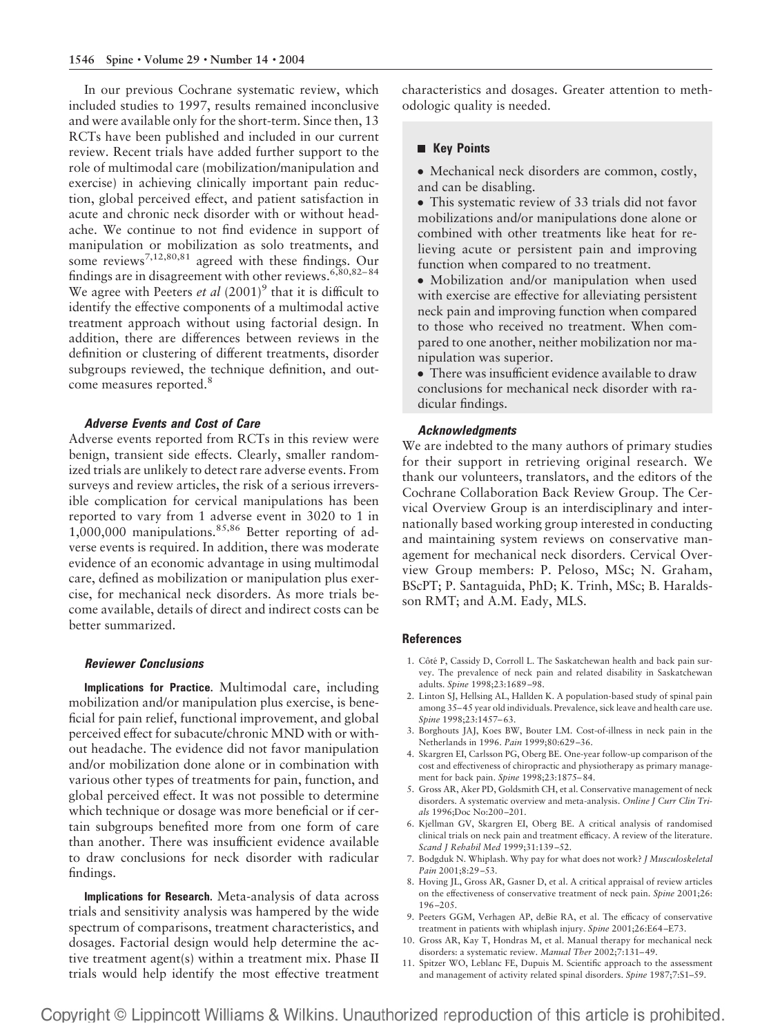In our previous Cochrane systematic review, which included studies to 1997, results remained inconclusive and were available only for the short-term. Since then, 13 RCTs have been published and included in our current review. Recent trials have added further support to the role of multimodal care (mobilization/manipulation and exercise) in achieving clinically important pain reduction, global perceived effect, and patient satisfaction in acute and chronic neck disorder with or without headache. We continue to not find evidence in support of manipulation or mobilization as solo treatments, and some reviews[7,12,80,81] agreed with these findings. Our findings are in disagreement with other reviews.[6,80,82–84] We agree with Peeters *et al* (2001)[9] that it is difficult to identify the effective components of a multimodal active treatment approach without using factorial design. In addition, there are differences between reviews in the definition or clustering of different treatments, disorder subgroups reviewed, the technique definition, and outcome measures reported.[8]

### *Adverse Events and Cost of Care*

Adverse events reported from RCTs in this review were benign, transient side effects. Clearly, smaller randomized trials are unlikely to detect rare adverse events. From surveys and review articles, the risk of a serious irreversible complication for cervical manipulations has been reported to vary from 1 adverse event in 3020 to 1 in 1,000,000 manipulations.[85,86] Better reporting of adverse events is required. In addition, there was moderate evidence of an economic advantage in using multimodal care, defined as mobilization or manipulation plus exercise, for mechanical neck disorders. As more trials become available, details of direct and indirect costs can be better summarized.

### *Reviewer Conclusions*

**Implications for Practice.** Multimodal care, including mobilization and/or manipulation plus exercise, is beneficial for pain relief, functional improvement, and global perceived effect for subacute/chronic MND with or without headache. The evidence did not favor manipulation and/or mobilization done alone or in combination with various other types of treatments for pain, function, and global perceived effect. It was not possible to determine which technique or dosage was more beneficial or if certain subgroups benefited more from one form of care than another. There was insufficient evidence available to draw conclusions for neck disorder with radicular findings.

**Implications for Research.** Meta-analysis of data across trials and sensitivity analysis was hampered by the wide spectrum of comparisons, treatment characteristics, and dosages. Factorial design would help determine the active treatment agent(s) within a treatment mix. Phase II trials would help identify the most effective treatment characteristics and dosages. Greater attention to methodologic quality is needed.

### Key Points

- Mechanical neck disorders are common, costly, and can be disabling.
- This systematic review of 33 trials did not favor mobilizations and/or manipulations done alone or combined with other treatments like heat for relieving acute or persistent pain and improving function when compared to no treatment.
- Mobilization and/or manipulation when used with exercise are effective for alleviating persistent neck pain and improving function when compared to those who received no treatment. When compared to one another, neither mobilization nor manipulation was superior.
- There was insufficient evidence available to draw conclusions for mechanical neck disorder with radicular findings.

### *Acknowledgments*

We are indebted to the many authors of primary studies for their support in retrieving original research. We thank our volunteers, translators, and the editors of the Cochrane Collaboration Back Review Group. The Cervical Overview Group is an interdisciplinary and internationally based working group interested in conducting and maintaining system reviews on conservative management for mechanical neck disorders. Cervical Overview Group members: P. Peloso, MSc; N. Graham, BScPT; P. Santaguida, PhD; K. Trinh, MSc; B. Haraldsson RMT; and A.M. Eady, MLS.

## References

1. Côté P, Cassidy D, Corroll L. The Saskatchewan health and back pain survey. The prevalence of neck pain and related disability in Saskatchewan adults. *Spine* 1998;23:1689–98.
2. Linton SJ, Hellsing AL, Hallden K. A population-based study of spinal pain among 35–45 year old individuals. Prevalence, sick leave and health care use. *Spine* 1998;23:1457–63.
3. Borghouts JAJ, Koes BW, Bouter LM. Cost-of-illness in neck pain in the Netherlands in 1996. *Pain* 1999;80:629–36.
4. Skargren EI, Carlsson PG, Oberg BE. One-year follow-up comparison of the cost and effectiveness of chiropractic and physiotherapy as primary management for back pain. *Spine* 1998;23:1875–84.
5. Gross AR, Aker PD, Goldsmith CH, et al. Conservative management of neck disorders. A systematic overview and meta-analysis. *Online J Curr Clin Trials* 1996;Doc No:200–201.
6. Kjellman GV, Skargren EI, Oberg BE. A critical analysis of randomised clinical trials on neck pain and treatment efficacy. A review of the literature. *Scand J Rehabil Med* 1999;31:139–52.
7. Bodgduk N. Whiplash. Why pay for what does not work? *J Musculoskeletal Pain* 2001;8:29–53.
8. Hoving JL, Gross AR, Gasner D, et al. A critical appraisal of review articles on the effectiveness of conservative treatment of neck pain. *Spine* 2001;26: 196–205.
9. Peeters GGM, Verhagen AP, deBie RA, et al. The efficacy of conservative treatment in patients with whiplash injury. *Spine* 2001;26:E64–E73.
10. Gross AR, Kay T, Hondras M, et al. Manual therapy for mechanical neck disorders: a systematic review. *Manual Ther* 2002;7:131–49.
11. Spitzer WO, Leblanc FE, Dupuis M. Scientific approach to the assessment and management of activity related spinal disorders. *Spine* 1987;7:S1–59.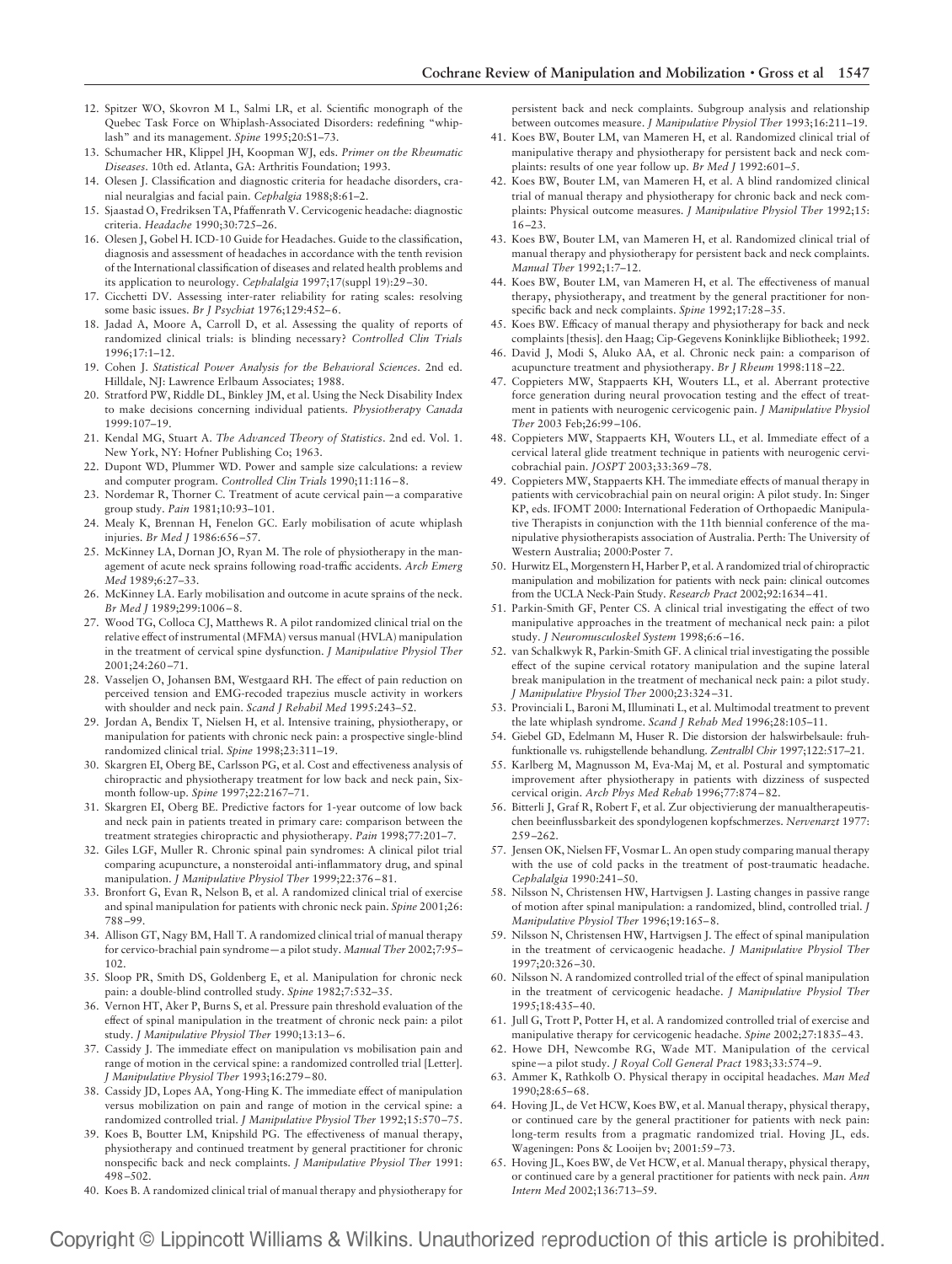12. Spitzer WO, Skovron M L, Salmi LR, et al. Scientific monograph of the Quebec Task Force on Whiplash-Associated Disorders: redefining "whiplash" and its management. *Spine* 1995;20:S1–73.
13. Schumacher HR, Klippel JH, Koopman WJ, eds. *Primer on the Rheumatic Diseases*. 10th ed. Atlanta, GA: Arthritis Foundation; 1993.
14. Olesen J. Classification and diagnostic criteria for headache disorders, cranial neuralgias and facial pain. *Cephalgia* 1988;8:61–2.
15. Sjaastad O, Fredriksen TA, Pfaffenrath V. Cervicogenic headache: diagnostic criteria. *Headache* 1990;30:725–26.
16. Olesen J, Gobel H. ICD-10 Guide for Headaches. Guide to the classification, diagnosis and assessment of headaches in accordance with the tenth revision of the International classification of diseases and related health problems and its application to neurology. *Cephalalgia* 1997;17(suppl 19):29–30.
17. Cicchetti DV. Assessing inter-rater reliability for rating scales: resolving some basic issues. *Br J Psychiat* 1976;129:452–6.
18. Jadad A, Moore A, Carroll D, et al. Assessing the quality of reports of randomized clinical trials: is blinding necessary? *Controlled Clin Trials* 1996;17:1–12.
19. Cohen J. *Statistical Power Analysis for the Behavioral Sciences*. 2nd ed. Hilldale, NJ: Lawrence Erlbaum Associates; 1988.
20. Stratford PW, Riddle DL, Binkley JM, et al. Using the Neck Disability Index to make decisions concerning individual patients. *Physiotherapy Canada* 1999:107–19.
21. Kendal MG, Stuart A. *The Advanced Theory of Statistics*. 2nd ed. Vol. 1. New York, NY: Hofner Publishing Co; 1963.
22. Dupont WD, Plummer WD. Power and sample size calculations: a review and computer program. *Controlled Clin Trials* 1990;11:116–8.
23. Nordemar R, Thorner C. Treatment of acute cervical pain—a comparative group study. *Pain* 1981;10:93–101.
24. Mealy K, Brennan H, Fenelon GC. Early mobilisation of acute whiplash injuries. *Br Med J* 1986:656–57.
25. McKinney LA, Dornan JO, Ryan M. The role of physiotherapy in the management of acute neck sprains following road-traffic accidents. *Arch Emerg Med* 1989;6:27–33.
26. McKinney LA. Early mobilisation and outcome in acute sprains of the neck. *Br Med J* 1989;299:1006–8.
27. Wood TG, Colloca CJ, Matthews R. A pilot randomized clinical trial on the relative effect of instrumental (MFMA) versus manual (HVLA) manipulation in the treatment of cervical spine dysfunction. *J Manipulative Physiol Ther* 2001;24:260–71.
28. Vasseljen O, Johansen BM, Westgaard RH. The effect of pain reduction on perceived tension and EMG-recorded trapezius muscle activity in workers with shoulder and neck pain. *Scand J Rehabil Med* 1995:243–52.
29. Jordan A, Bendix T, Nielsen H, et al. Intensive training, physiotherapy, or manipulation for patients with chronic neck pain: a prospective single-blind randomized clinical trial. *Spine* 1998;23:311–19.
30. Skargren EI, Oberg BE, Carlsson PG, et al. Cost and effectiveness analysis of chiropractic and physiotherapy treatment for low back and neck pain, Six-month follow-up. *Spine* 1997;22:2167–71.
31. Skargren EI, Oberg BE. Predictive factors for 1-year outcome of low back and neck pain in patients treated in primary care: comparison between the treatment strategies chiropractic and physiotherapy. *Pain* 1998;77:201–7.
32. Giles LGF, Muller R. Chronic spinal pain syndromes: A clinical pilot trial comparing acupuncture, a nonsteroidal anti-inflammatory drug, and spinal manipulation. *J Manipulative Physiol Ther* 1999;22:376–81.
33. Bronfort G, Evan R, Nelson B, et al. A randomized clinical trial of exercise and spinal manipulation for patients with chronic neck pain. *Spine* 2001;26:788–99.
34. Allison GT, Nagy BM, Hall T. A randomized clinical trial of manual therapy for cervico-brachial pain syndrome—a pilot study. *Manual Ther* 2002;7:95–102.
35. Sloop PR, Smith DS, Goldenberg E, et al. Manipulation for chronic neck pain: a double-blind controlled study. *Spine* 1982;7:532–35.
36. Vernon HT, Aker P, Burns S, et al. Pressure pain threshold evaluation of the effect of spinal manipulation in the treatment of chronic neck pain: a pilot study. *J Manipulative Physiol Ther* 1990;13:13–6.
37. Cassidy J. The immediate effect on manipulation vs mobilisation pain and range of motion in the cervical spine: a randomized controlled trial [Letter]. *J Manipulative Physiol Ther* 1993;16:279–80.
38. Cassidy JD, Lopes AA, Yong-Hing K. The immediate effect of manipulation versus mobilization on pain and range of motion in the cervical spine: a randomized controlled trial. *J Manipulative Physiol Ther* 1992;15:570–75.
39. Koes B, Boutter LM, Knipshild PG. The effectiveness of manual therapy, physiotherapy and continued treatment by general practitioner for chronic nonspecific back and neck complaints. *J Manipulative Physiol Ther* 1991:498–502.
40. Koes B. A randomized clinical trial of manual therapy and physiotherapy for persistent back and neck complaints. Subgroup analysis and relationship between outcomes measure. *J Manipulative Physiol Ther* 1993;16:211–19.
41. Koes BW, Bouter LM, van Mameren H, et al. Randomized clinical trial of manipulative therapy and physiotherapy for persistent back and neck complaints: results of one year follow up. *Br Med J* 1992:601–5.
42. Koes BW, Bouter LM, van Mameren H, et al. A blind randomized clinical trial of manual therapy and physiotherapy for chronic back and neck complaints: Physical outcome measures. *J Manipulative Physiol Ther* 1992;15:16–23.
43. Koes BW, Bouter LM, van Mameren H, et al. Randomized clinical trial of manual therapy and physiotherapy for persistent back and neck complaints. *Manual Ther* 1992;1:7–12.
44. Koes BW, Bouter LM, van Mameren H, et al. The effectiveness of manual therapy, physiotherapy, and treatment by the general practitioner for nonspecific back and neck complaints. *Spine* 1992;17:28–35.
45. Koes BW. Efficacy of manual therapy and physiotherapy for back and neck complaints [thesis]. den Haag; Cip-Gegevens Koninklijke Bibliotheek; 1992.
46. David J, Modi S, Aluko AA, et al. Chronic neck pain: a comparison of acupuncture treatment and physiotherapy. *Br J Rheum* 1998:118–22.
47. Coppieters MW, Stappaerts KH, Wouters LL, et al. Aberrant protective force generation during neural provocation testing and the effect of treatment in patients with neurogenic cervicogenic pain. *J Manipulative Physiol Ther* 2003 Feb;26:99–106.
48. Coppieters MW, Stappaerts KH, Wouters LL, et al. Immediate effect of a cervical lateral glide treatment technique in patients with neurogenic cervicobrachial pain. *JOSPT* 2003;33:369–78.
49. Coppieters MW, Stappaerts KH. The immediate effects of manual therapy in patients with cervicobrachial pain on neural origin: A pilot study. In: Singer KP, eds. IFOMT 2000: International Federation of Orthopaedic Manipulative Therapists in conjunction with the 11th biennial conference of the manipulative physiotherapists association of Australia. Perth: The University of Western Australia; 2000:Poster 7.
50. Hurwitz EL, Morgenstern H, Harber P, et al. A randomized trial of chiropractic manipulation and mobilization for patients with neck pain: clinical outcomes from the UCLA Neck-Pain Study. *Research Pract* 2002;92:1634–41.
51. Parkin-Smith GF, Penter CS. A clinical trial investigating the effect of two manipulative approaches in the treatment of mechanical neck pain: a pilot study. *J Neuromusculoskel System* 1998;6:6–16.
52. van Schalkwyk R, Parkin-Smith GF. A clinical trial investigating the possible effect of the supine cervical rotatory manipulation and the supine lateral break manipulation in the treatment of mechanical neck pain: a pilot study. *J Manipulative Physiol Ther* 2000;23:324–31.
53. Provinciali L, Baroni M, Illuminati L, et al. Multimodal treatment to prevent the late whiplash syndrome. *Scand J Rehab Med* 1996;28:105–11.
54. Giebel GD, Edelmann M, Huser R. Die distorsion der halswirbelsaule: fruhfunktionelle vs. ruhigstellende behandlung. *Zentralbl Chir* 1997;122:517–21.
55. Karlberg M, Magnusson M, Eva-Maj M, et al. Postural and symptomatic improvement after physiotherapy in patients with dizziness of suspected cervical origin. *Arch Phys Med Rehab* 1996;77:874–82.
56. Bitterli J, Graf R, Robert F, et al. Zur objectivierung der manualtherapeutischen beeinflussbarkeit des spondylogenen kopfschmerzes. *Nervenarzt* 1977:259–262.
57. Jensen OK, Nielsen FF, Vosmar L. An open study comparing manual therapy with the use of cold packs in the treatment of post-traumatic headache. *Cephalalgia* 1990:241–50.
58. Nilsson N, Christensen HW, Hartvigsen J. Lasting changes in passive range of motion after spinal manipulation: a randomized, blind, controlled trial. *J Manipulative Physiol Ther* 1996;19:165–8.
59. Nilsson N, Christensen HW, Hartvigsen J. The effect of spinal manipulation in the treatment of cervicaogenic headache. *J Manipulative Physiol Ther* 1997;20:326–30.
60. Nilsson N. A randomized controlled trial of the effect of spinal manipulation in the treatment of cervicogenic headache. *J Manipulative Physiol Ther* 1995;18:435–40.
61. Jull G, Trott P, Potter H, et al. A randomized controlled trial of exercise and manipulative therapy for cervicogenic headache. *Spine* 2002;27:1835–43.
62. Howe DH, Newcombe RG, Wade MT. Manipulation of the cervical spine—a pilot study. *J Royal Coll General Pract* 1983;33:574–9.
63. Ammer K, Rathkolb O. Physical therapy in occipital headaches. *Man Med* 1990;28:65–68.
64. Hoving JL, de Vet HCW, Koes BW, et al. Manual therapy, physical therapy, or continued care by the general practitioner for patients with neck pain: long-term results from a pragmatic randomized trial. Hoving JL, eds. Wageningen: Pons & Looijen bv; 2001:59–73.
65. Hoving JL, Koes BW, de Vet HCW, et al. Manual therapy, physical therapy, or continued care by a general practitioner for patients with neck pain. *Ann Intern Med* 2002;136:713–59.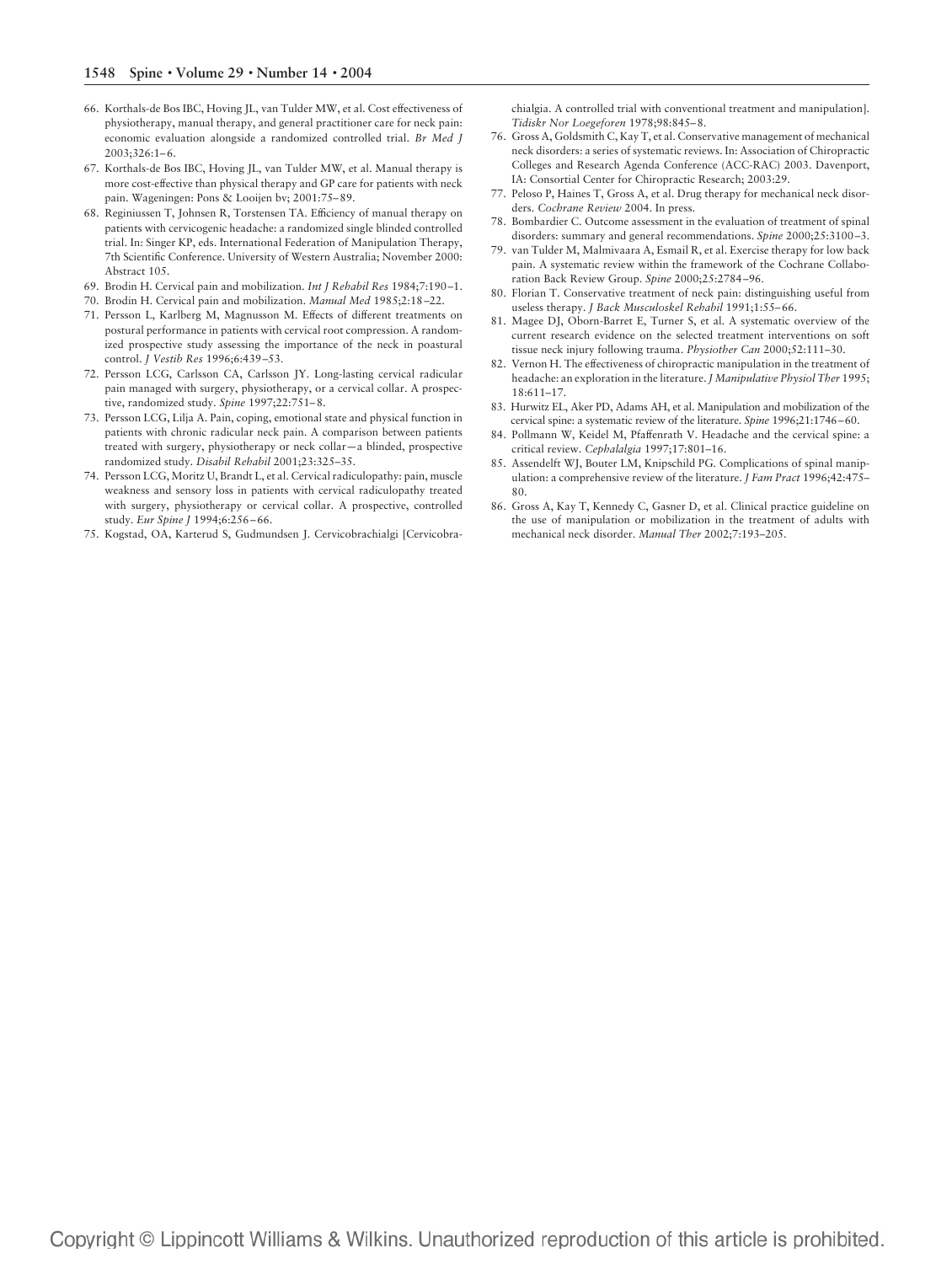66. Korthals-de Bos IBC, Hoving JL, van Tulder MW, et al. Cost effectiveness of physiotherapy, manual therapy, and general practitioner care for neck pain: economic evaluation alongside a randomized controlled trial. *Br Med J* 2003;326:1–6.
67. Korthals-de Bos IBC, Hoving JL, van Tulder MW, et al. Manual therapy is more cost-effective than physical therapy and GP care for patients with neck pain. Wageningen: Pons & Looijen bv; 2001:75–89.
68. Reginiussen T, Johnsen R, Torstensen TA. Efficiency of manual therapy on patients with cervicogenic headache: a randomized single blinded controlled trial. In: Singer KP, eds. International Federation of Manipulation Therapy, 7th Scientific Conference. University of Western Australia; November 2000: Abstract 105.
69. Brodin H. Cervical pain and mobilization. *Int J Rehabil Res* 1984;7:190–1.
70. Brodin H. Cervical pain and mobilization. *Manual Med* 1985;2:18–22.
71. Persson L, Karlberg M, Magnusson M. Effects of different treatments on postural performance in patients with cervical root compression. A randomized prospective study assessing the importance of the neck in poastural control. *J Vestib Res* 1996;6:439–53.
72. Persson LCG, Carlsson CA, Carlsson JY. Long-lasting cervical radicular pain managed with surgery, physiotherapy, or a cervical collar. A prospective, randomized study. *Spine* 1997;22:751–8.
73. Persson LCG, Lilja A. Pain, coping, emotional state and physical function in patients with chronic radicular neck pain. A comparison between patients treated with surgery, physiotherapy or neck collar—a blinded, prospective randomized study. *Disabil Rehabil* 2001;23:325–35.
74. Persson LCG, Moritz U, Brandt L, et al. Cervical radiculopathy: pain, muscle weakness and sensory loss in patients with cervical radiculopathy treated with surgery, physiotherapy or cervical collar. A prospective, controlled study. *Eur Spine J* 1994;6:256–66.
75. Kogstad, OA, Karterud S, Gudmundsen J. Cervicobrachialgi [Cervicobrachialgia. A controlled trial with conventional treatment and manipulation]. *Tidiskr Nor Loegeforen* 1978;98:845–8.
76. Gross A, Goldsmith C, Kay T, et al. Conservative management of mechanical neck disorders: a series of systematic reviews. In: Association of Chiropractic Colleges and Research Agenda Conference (ACC-RAC) 2003. Davenport, IA: Consortial Center for Chiropractic Research; 2003:29.
77. Peloso P, Haines T, Gross A, et al. Drug therapy for mechanical neck disorders. *Cochrane Review* 2004. In press.
78. Bombardier C. Outcome assessment in the evaluation of treatment of spinal disorders: summary and general recommendations. *Spine* 2000;25:3100–3.
79. van Tulder M, Malmivaara A, Esmail R, et al. Exercise therapy for low back pain. A systematic review within the framework of the Cochrane Collaboration Back Review Group. *Spine* 2000;25:2784–96.
80. Florian T. Conservative treatment of neck pain: distinguishing useful from useless therapy. *J Back Musculoskel Rehabil* 1991;1:55–66.
81. Magee DJ, Oborn-Barret E, Turner S, et al. A systematic overview of the current research evidence on the selected treatment interventions on soft tissue neck injury following trauma. *Physiother Can* 2000;52:111–30.
82. Vernon H. The effectiveness of chiropractic manipulation in the treatment of headache: an exploration in the literature. *J Manipulative Physiol Ther* 1995; 18:611–17.
83. Hurwitz EL, Aker PD, Adams AH, et al. Manipulation and mobilization of the cervical spine: a systematic review of the literature. *Spine* 1996;21:1746–60.
84. Pollmann W, Keidel M, Pfaffenrath V. Headache and the cervical spine: a critical review. *Cephalalgia* 1997;17:801–16.
85. Assendelft WJ, Bouter LM, Knipschild PG. Complications of spinal manipulation: a comprehensive review of the literature. *J Fam Pract* 1996;42:475–80.
86. Gross A, Kay T, Kennedy C, Gasner D, et al. Clinical practice guideline on the use of manipulation or mobilization in the treatment of adults with mechanical neck disorder. *Manual Ther* 2002;7:193–205.

Copyright © Lippincott Williams & Wilkins. Unauthorized reproduction of this article is prohibited.